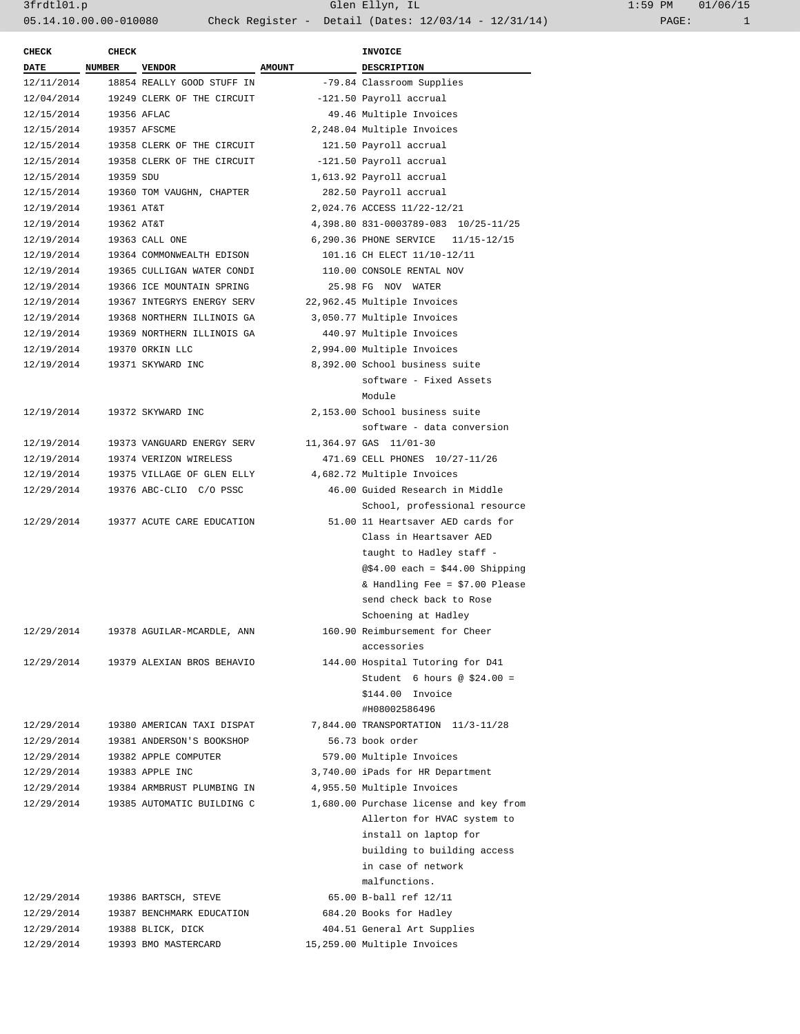3frdtl01.p Glen Ellyn, IL 1:59 PM 01/06/15

05.14.10.00.00-010080 Check Register - Detail (Dates: 12/03/14 - 12/31/14)

| CHECK DATE | CHECK NUMBER | VENDOR | AMOUNT | INVOICE DESCRIPTION |
|---|---|---|---|---|
| 12/11/2014 | 18854 | REALLY GOOD STUFF IN | -79.84 | Classroom Supplies |
| 12/04/2014 | 19249 | CLERK OF THE CIRCUIT | -121.50 | Payroll accrual |
| 12/15/2014 | 19356 | AFLAC | 49.46 | Multiple Invoices |
| 12/15/2014 | 19357 | AFSCME | 2,248.04 | Multiple Invoices |
| 12/15/2014 | 19358 | CLERK OF THE CIRCUIT | 121.50 | Payroll accrual |
| 12/15/2014 | 19358 | CLERK OF THE CIRCUIT | -121.50 | Payroll accrual |
| 12/15/2014 | 19359 | SDU | 1,613.92 | Payroll accrual |
| 12/15/2014 | 19360 | TOM VAUGHN, CHAPTER | 282.50 | Payroll accrual |
| 12/19/2014 | 19361 | AT&T | 2,024.76 | ACCESS 11/22-12/21 |
| 12/19/2014 | 19362 | AT&T | 4,398.80 | 831-0003789-083 10/25-11/25 |
| 12/19/2014 | 19363 | CALL ONE | 6,290.36 | PHONE SERVICE 11/15-12/15 |
| 12/19/2014 | 19364 | COMMONWEALTH EDISON | 101.16 | CH ELECT 11/10-12/11 |
| 12/19/2014 | 19365 | CULLIGAN WATER CONDI | 110.00 | CONSOLE RENTAL NOV |
| 12/19/2014 | 19366 | ICE MOUNTAIN SPRING | 25.98 | FG NOV WATER |
| 12/19/2014 | 19367 | INTEGRYS ENERGY SERV | 22,962.45 | Multiple Invoices |
| 12/19/2014 | 19368 | NORTHERN ILLINOIS GA | 3,050.77 | Multiple Invoices |
| 12/19/2014 | 19369 | NORTHERN ILLINOIS GA | 440.97 | Multiple Invoices |
| 12/19/2014 | 19370 | ORKIN LLC | 2,994.00 | Multiple Invoices |
| 12/19/2014 | 19371 | SKYWARD INC | 8,392.00 | School business suite software - Fixed Assets Module |
| 12/19/2014 | 19372 | SKYWARD INC | 2,153.00 | School business suite software - data conversion |
| 12/19/2014 | 19373 | VANGUARD ENERGY SERV | 11,364.97 | GAS 11/01-30 |
| 12/19/2014 | 19374 | VERIZON WIRELESS | 471.69 | CELL PHONES 10/27-11/26 |
| 12/19/2014 | 19375 | VILLAGE OF GLEN ELLY | 4,682.72 | Multiple Invoices |
| 12/29/2014 | 19376 | ABC-CLIO C/O PSSC | 46.00 | Guided Research in Middle School, professional resource |
| 12/29/2014 | 19377 | ACUTE CARE EDUCATION | 51.00 | 11 Heartsaver AED cards for Class in Heartsaver AED taught to Hadley staff - @$4.00 each = $44.00 Shipping & Handling Fee = $7.00 Please send check back to Rose Schoening at Hadley |
| 12/29/2014 | 19378 | AGUILAR-MCARDLE, ANN | 160.90 | Reimbursement for Cheer accessories |
| 12/29/2014 | 19379 | ALEXIAN BROS BEHAVIO | 144.00 | Hospital Tutoring for D41 Student 6 hours @ $24.00 = $144.00 Invoice #H08002586496 |
| 12/29/2014 | 19380 | AMERICAN TAXI DISPAT | 7,844.00 | TRANSPORTATION 11/3-11/28 |
| 12/29/2014 | 19381 | ANDERSON'S BOOKSHOP | 56.73 | book order |
| 12/29/2014 | 19382 | APPLE COMPUTER | 579.00 | Multiple Invoices |
| 12/29/2014 | 19383 | APPLE INC | 3,740.00 | iPads for HR Department |
| 12/29/2014 | 19384 | ARMBRUST PLUMBING IN | 4,955.50 | Multiple Invoices |
| 12/29/2014 | 19385 | AUTOMATIC BUILDING C | 1,680.00 | Purchase license and key from Allerton for HVAC system to install on laptop for building to building access in case of network malfunctions. |
| 12/29/2014 | 19386 | BARTSCH, STEVE | 65.00 | B-ball ref 12/11 |
| 12/29/2014 | 19387 | BENCHMARK EDUCATION | 684.20 | Books for Hadley |
| 12/29/2014 | 19388 | BLICK, DICK | 404.51 | General Art Supplies |
| 12/29/2014 | 19393 | BMO MASTERCARD | 15,259.00 | Multiple Invoices |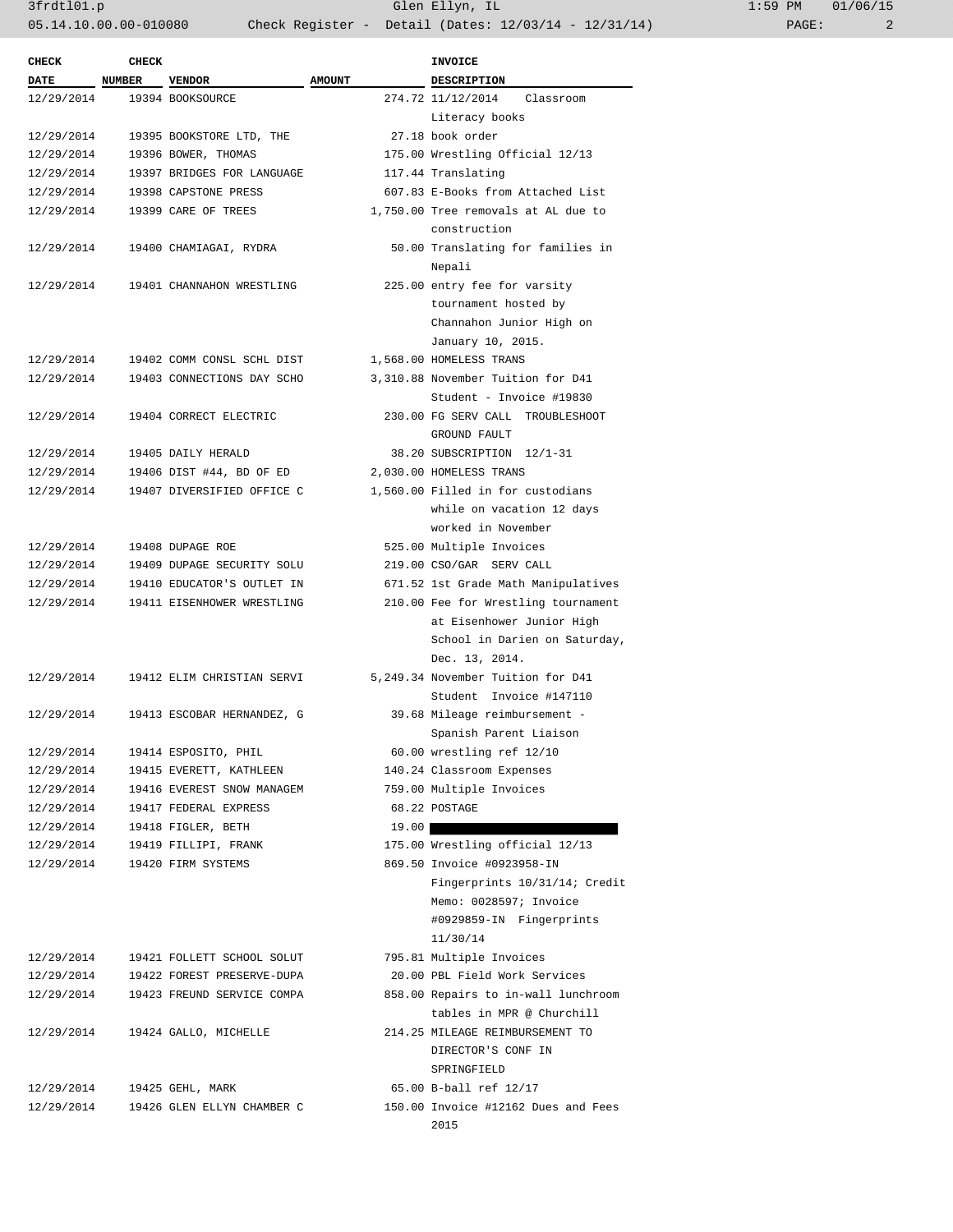| CHECK DATE | CHECK NUMBER | VENDOR | AMOUNT | INVOICE DESCRIPTION |
|---|---|---|---|---|
| 12/29/2014 | 19394 | BOOKSOURCE | 274.72 | 11/12/2014 Classroom Literacy books |
| 12/29/2014 | 19395 | BOOKSTORE LTD, THE | 27.18 | book order |
| 12/29/2014 | 19396 | BOWER, THOMAS | 175.00 | Wrestling Official 12/13 |
| 12/29/2014 | 19397 | BRIDGES FOR LANGUAGE | 117.44 | Translating |
| 12/29/2014 | 19398 | CAPSTONE PRESS | 607.83 | E-Books from Attached List |
| 12/29/2014 | 19399 | CARE OF TREES | 1,750.00 | Tree removals at AL due to construction |
| 12/29/2014 | 19400 | CHAMIAGAI, RYDRA | 50.00 | Translating for families in Nepali |
| 12/29/2014 | 19401 | CHANNAHON WRESTLING | 225.00 | entry fee for varsity tournament hosted by Channahon Junior High on January 10, 2015. |
| 12/29/2014 | 19402 | COMM CONSL SCHL DIST | 1,568.00 | HOMELESS TRANS |
| 12/29/2014 | 19403 | CONNECTIONS DAY SCHO | 3,310.88 | November Tuition for D41 Student - Invoice #19830 |
| 12/29/2014 | 19404 | CORRECT ELECTRIC | 230.00 | FG SERV CALL TROUBLESHOOT GROUND FAULT |
| 12/29/2014 | 19405 | DAILY HERALD | 38.20 | SUBSCRIPTION 12/1-31 |
| 12/29/2014 | 19406 | DIST #44, BD OF ED | 2,030.00 | HOMELESS TRANS |
| 12/29/2014 | 19407 | DIVERSIFIED OFFICE C | 1,560.00 | Filled in for custodians while on vacation 12 days worked in November |
| 12/29/2014 | 19408 | DUPAGE ROE | 525.00 | Multiple Invoices |
| 12/29/2014 | 19409 | DUPAGE SECURITY SOLU | 219.00 | CSO/GAR SERV CALL |
| 12/29/2014 | 19410 | EDUCATOR'S OUTLET IN | 671.52 | 1st Grade Math Manipulatives |
| 12/29/2014 | 19411 | EISENHOWER WRESTLING | 210.00 | Fee for Wrestling tournament at Eisenhower Junior High School in Darien on Saturday, Dec. 13, 2014. |
| 12/29/2014 | 19412 | ELIM CHRISTIAN SERVI | 5,249.34 | November Tuition for D41 Student Invoice #147110 |
| 12/29/2014 | 19413 | ESCOBAR HERNANDEZ, G | 39.68 | Mileage reimbursement - Spanish Parent Liaison |
| 12/29/2014 | 19414 | ESPOSITO, PHIL | 60.00 | wrestling ref 12/10 |
| 12/29/2014 | 19415 | EVERETT, KATHLEEN | 140.24 | Classroom Expenses |
| 12/29/2014 | 19416 | EVEREST SNOW MANAGEM | 759.00 | Multiple Invoices |
| 12/29/2014 | 19417 | FEDERAL EXPRESS | 68.22 | POSTAGE |
| 12/29/2014 | 19418 | FIGLER, BETH | 19.00 | [REDACTED] |
| 12/29/2014 | 19419 | FILLIPI, FRANK | 175.00 | Wrestling official 12/13 |
| 12/29/2014 | 19420 | FIRM SYSTEMS | 869.50 | Invoice #0923958-IN Fingerprints 10/31/14; Credit Memo: 0028597; Invoice #0929859-IN Fingerprints 11/30/14 |
| 12/29/2014 | 19421 | FOLLETT SCHOOL SOLUT | 795.81 | Multiple Invoices |
| 12/29/2014 | 19422 | FOREST PRESERVE-DUPA | 20.00 | PBL Field Work Services |
| 12/29/2014 | 19423 | FREUND SERVICE COMPA | 858.00 | Repairs to in-wall lunchroom tables in MPR @ Churchill |
| 12/29/2014 | 19424 | GALLO, MICHELLE | 214.25 | MILEAGE REIMBURSEMENT TO DIRECTOR'S CONF IN SPRINGFIELD |
| 12/29/2014 | 19425 | GEHL, MARK | 65.00 | B-ball ref 12/17 |
| 12/29/2014 | 19426 | GLEN ELLYN CHAMBER C | 150.00 | Invoice #12162 Dues and Fees 2015 |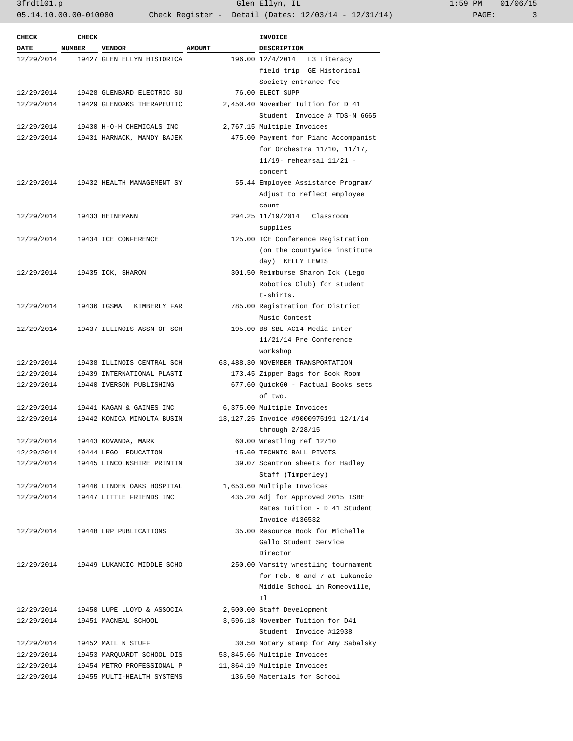| CHECK DATE | CHECK NUMBER | VENDOR | AMOUNT | INVOICE DESCRIPTION |
|---|---|---|---|---|
| 12/29/2014 | 19427 | GLEN ELLYN HISTORICA | 196.00 | 12/4/2014 L3 Literacy field trip GE Historical Society entrance fee |
| 12/29/2014 | 19428 | GLENBARD ELECTRIC SU | 76.00 | ELECT SUPP |
| 12/29/2014 | 19429 | GLENOAKS THERAPEUTIC | 2,450.40 | November Tuition for D 41 Student Invoice # TDS-N 6665 |
| 12/29/2014 | 19430 | H-O-H CHEMICALS INC | 2,767.15 | Multiple Invoices |
| 12/29/2014 | 19431 | HARNACK, MANDY BAJEK | 475.00 | Payment for Piano Accompanist for Orchestra 11/10, 11/17, 11/19- rehearsal 11/21 - concert |
| 12/29/2014 | 19432 | HEALTH MANAGEMENT SY | 55.44 | Employee Assistance Program/ Adjust to reflect employee count |
| 12/29/2014 | 19433 | HEINEMANN | 294.25 | 11/19/2014 Classroom supplies |
| 12/29/2014 | 19434 | ICE CONFERENCE | 125.00 | ICE Conference Registration (on the countywide institute day) KELLY LEWIS |
| 12/29/2014 | 19435 | ICK, SHARON | 301.50 | Reimburse Sharon Ick (Lego Robotics Club) for student t-shirts. |
| 12/29/2014 | 19436 | IGSMA KIMBERLY FAR | 785.00 | Registration for District Music Contest |
| 12/29/2014 | 19437 | ILLINOIS ASSN OF SCH | 195.00 | B8 SBL AC14 Media Inter 11/21/14 Pre Conference workshop |
| 12/29/2014 | 19438 | ILLINOIS CENTRAL SCH | 63,488.30 | NOVEMBER TRANSPORTATION |
| 12/29/2014 | 19439 | INTERNATIONAL PLASTI | 173.45 | Zipper Bags for Book Room |
| 12/29/2014 | 19440 | IVERSON PUBLISHING | 677.60 | Quick60 - Factual Books sets of two. |
| 12/29/2014 | 19441 | KAGAN & GAINES INC | 6,375.00 | Multiple Invoices |
| 12/29/2014 | 19442 | KONICA MINOLTA BUSIN | 13,127.25 | Invoice #9000975191 12/1/14 through 2/28/15 |
| 12/29/2014 | 19443 | KOVANDA, MARK | 60.00 | Wrestling ref 12/10 |
| 12/29/2014 | 19444 | LEGO EDUCATION | 15.60 | TECHNIC BALL PIVOTS |
| 12/29/2014 | 19445 | LINCOLNSHIRE PRINTIN | 39.07 | Scantron sheets for Hadley Staff (Timperley) |
| 12/29/2014 | 19446 | LINDEN OAKS HOSPITAL | 1,653.60 | Multiple Invoices |
| 12/29/2014 | 19447 | LITTLE FRIENDS INC | 435.20 | Adj for Approved 2015 ISBE Rates Tuition - D 41 Student Invoice #136532 |
| 12/29/2014 | 19448 | LRP PUBLICATIONS | 35.00 | Resource Book for Michelle Gallo Student Service Director |
| 12/29/2014 | 19449 | LUKANCIC MIDDLE SCHO | 250.00 | Varsity wrestling tournament for Feb. 6 and 7 at Lukancic Middle School in Romeoville, Il |
| 12/29/2014 | 19450 | LUPE LLOYD & ASSOCIA | 2,500.00 | Staff Development |
| 12/29/2014 | 19451 | MACNEAL SCHOOL | 3,596.18 | November Tuition for D41 Student Invoice #12938 |
| 12/29/2014 | 19452 | MAIL N STUFF | 30.50 | Notary stamp for Amy Sabalsky |
| 12/29/2014 | 19453 | MARQUARDT SCHOOL DIS | 53,845.66 | Multiple Invoices |
| 12/29/2014 | 19454 | METRO PROFESSIONAL P | 11,864.19 | Multiple Invoices |
| 12/29/2014 | 19455 | MULTI-HEALTH SYSTEMS | 136.50 | Materials for School |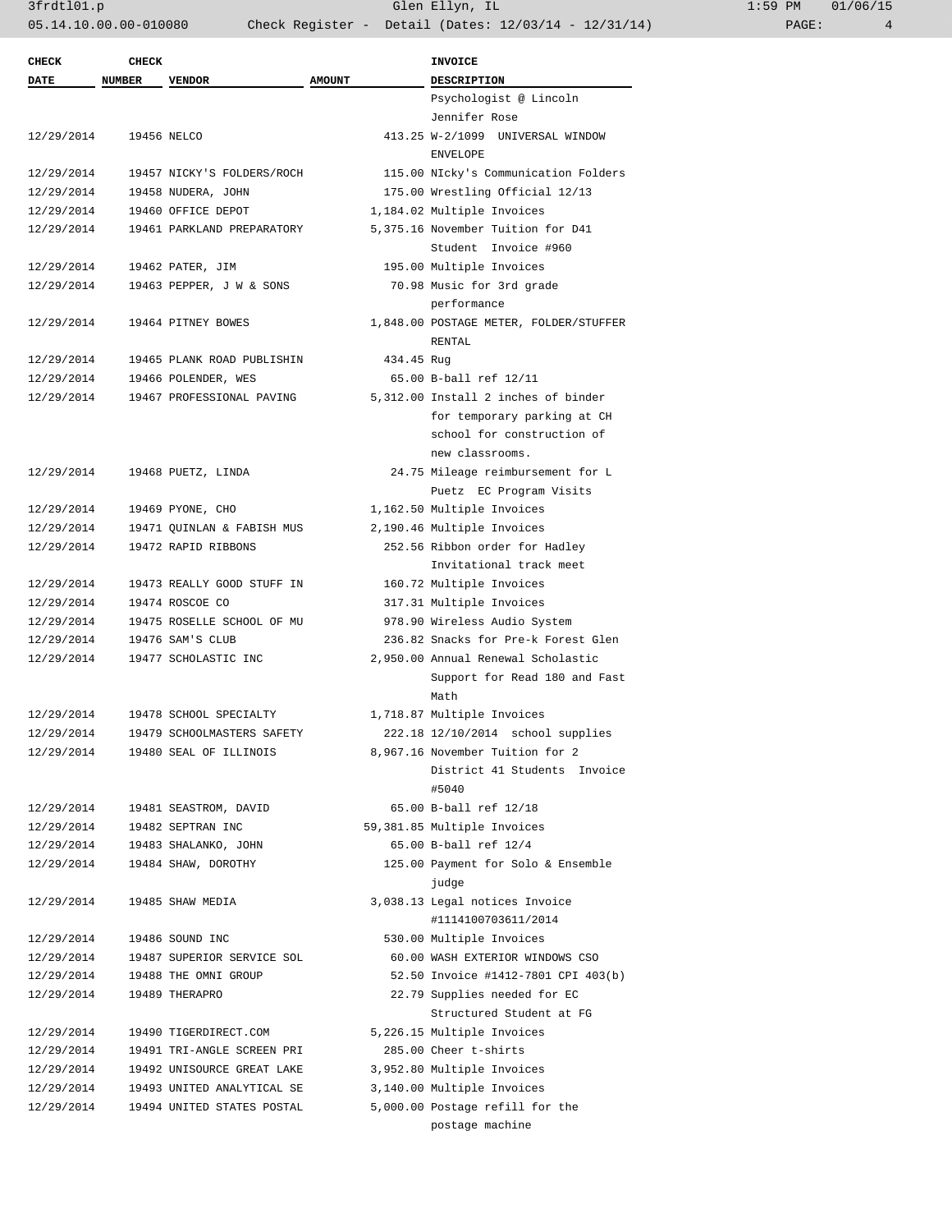| CHECK DATE | CHECK NUMBER | VENDOR | AMOUNT | INVOICE DESCRIPTION |
|---|---|---|---|---|
| | | | | Psychologist @ Lincoln Jennifer Rose |
| 12/29/2014 | 19456 | NELCO | 413.25 | W-2/1099 UNIVERSAL WINDOW ENVELOPE |
| 12/29/2014 | 19457 | NICKY'S FOLDERS/ROCH | 115.00 | NIcky's Communication Folders |
| 12/29/2014 | 19458 | NUDERA, JOHN | 175.00 | Wrestling Official 12/13 |
| 12/29/2014 | 19460 | OFFICE DEPOT | 1,184.02 | Multiple Invoices |
| 12/29/2014 | 19461 | PARKLAND PREPARATORY | 5,375.16 | November Tuition for D41 Student Invoice #960 |
| 12/29/2014 | 19462 | PATER, JIM | 195.00 | Multiple Invoices |
| 12/29/2014 | 19463 | PEPPER, J W & SONS | 70.98 | Music for 3rd grade performance |
| 12/29/2014 | 19464 | PITNEY BOWES | 1,848.00 | POSTAGE METER, FOLDER/STUFFER RENTAL |
| 12/29/2014 | 19465 | PLANK ROAD PUBLISHIN | 434.45 | Rug |
| 12/29/2014 | 19466 | POLENDER, WES | 65.00 | B-ball ref 12/11 |
| 12/29/2014 | 19467 | PROFESSIONAL PAVING | 5,312.00 | Install 2 inches of binder for temporary parking at CH school for construction of new classrooms. |
| 12/29/2014 | 19468 | PUETZ, LINDA | 24.75 | Mileage reimbursement for L Puetz EC Program Visits |
| 12/29/2014 | 19469 | PYONE, CHO | 1,162.50 | Multiple Invoices |
| 12/29/2014 | 19471 | QUINLAN & FABISH MUS | 2,190.46 | Multiple Invoices |
| 12/29/2014 | 19472 | RAPID RIBBONS | 252.56 | Ribbon order for Hadley Invitational track meet |
| 12/29/2014 | 19473 | REALLY GOOD STUFF IN | 160.72 | Multiple Invoices |
| 12/29/2014 | 19474 | ROSCOE CO | 317.31 | Multiple Invoices |
| 12/29/2014 | 19475 | ROSELLE SCHOOL OF MU | 978.90 | Wireless Audio System |
| 12/29/2014 | 19476 | SAM'S CLUB | 236.82 | Snacks for Pre-k Forest Glen |
| 12/29/2014 | 19477 | SCHOLASTIC INC | 2,950.00 | Annual Renewal Scholastic Support for Read 180 and Fast Math |
| 12/29/2014 | 19478 | SCHOOL SPECIALTY | 1,718.87 | Multiple Invoices |
| 12/29/2014 | 19479 | SCHOOLMASTERS SAFETY | 222.18 | 12/10/2014 school supplies |
| 12/29/2014 | 19480 | SEAL OF ILLINOIS | 8,967.16 | November Tuition for 2 District 41 Students Invoice #5040 |
| 12/29/2014 | 19481 | SEASTROM, DAVID | 65.00 | B-ball ref 12/18 |
| 12/29/2014 | 19482 | SEPTRAN INC | 59,381.85 | Multiple Invoices |
| 12/29/2014 | 19483 | SHALANKO, JOHN | 65.00 | B-ball ref 12/4 |
| 12/29/2014 | 19484 | SHAW, DOROTHY | 125.00 | Payment for Solo & Ensemble judge |
| 12/29/2014 | 19485 | SHAW MEDIA | 3,038.13 | Legal notices Invoice #1114100703611/2014 |
| 12/29/2014 | 19486 | SOUND INC | 530.00 | Multiple Invoices |
| 12/29/2014 | 19487 | SUPERIOR SERVICE SOL | 60.00 | WASH EXTERIOR WINDOWS CSO |
| 12/29/2014 | 19488 | THE OMNI GROUP | 52.50 | Invoice #1412-7801 CPI 403(b) |
| 12/29/2014 | 19489 | THERAPRO | 22.79 | Supplies needed for EC Structured Student at FG |
| 12/29/2014 | 19490 | TIGERDIRECT.COM | 5,226.15 | Multiple Invoices |
| 12/29/2014 | 19491 | TRI-ANGLE SCREEN PRI | 285.00 | Cheer t-shirts |
| 12/29/2014 | 19492 | UNISOURCE GREAT LAKE | 3,952.80 | Multiple Invoices |
| 12/29/2014 | 19493 | UNITED ANALYTICAL SE | 3,140.00 | Multiple Invoices |
| 12/29/2014 | 19494 | UNITED STATES POSTAL | 5,000.00 | Postage refill for the postage machine |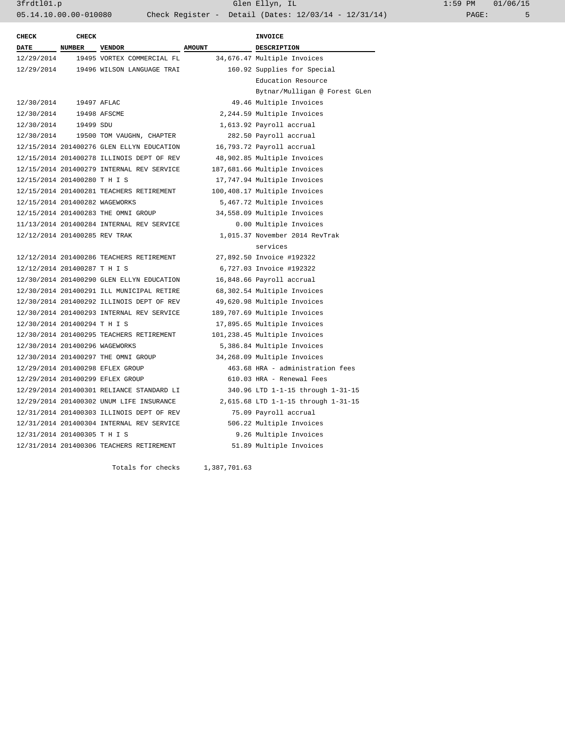| CHECK DATE | CHECK NUMBER | VENDOR | AMOUNT | INVOICE DESCRIPTION |
|---|---|---|---|---|
| 12/29/2014 | 19495 | VORTEX COMMERCIAL FL | 34,676.47 | Multiple Invoices |
| 12/29/2014 | 19496 | WILSON LANGUAGE TRAI | 160.92 | Supplies for Special Education Resource Bytnar/Mulligan @ Forest GLen |
| 12/30/2014 | 19497 | AFLAC | 49.46 | Multiple Invoices |
| 12/30/2014 | 19498 | AFSCME | 2,244.59 | Multiple Invoices |
| 12/30/2014 | 19499 | SDU | 1,613.92 | Payroll accrual |
| 12/30/2014 | 19500 | TOM VAUGHN, CHAPTER | 282.50 | Payroll accrual |
| 12/15/2014 | 201400276 | GLEN ELLYN EDUCATION | 16,793.72 | Payroll accrual |
| 12/15/2014 | 201400278 | ILLINOIS DEPT OF REV | 48,902.85 | Multiple Invoices |
| 12/15/2014 | 201400279 | INTERNAL REV SERVICE | 187,681.66 | Multiple Invoices |
| 12/15/2014 | 201400280 | T H I S | 17,747.94 | Multiple Invoices |
| 12/15/2014 | 201400281 | TEACHERS RETIREMENT | 100,408.17 | Multiple Invoices |
| 12/15/2014 | 201400282 | WAGEWORKS | 5,467.72 | Multiple Invoices |
| 12/15/2014 | 201400283 | THE OMNI GROUP | 34,558.09 | Multiple Invoices |
| 11/13/2014 | 201400284 | INTERNAL REV SERVICE | 0.00 | Multiple Invoices |
| 12/12/2014 | 201400285 | REV TRAK | 1,015.37 | November 2014 RevTrak services |
| 12/12/2014 | 201400286 | TEACHERS RETIREMENT | 27,892.50 | Invoice #192322 |
| 12/12/2014 | 201400287 | T H I S | 6,727.03 | Invoice #192322 |
| 12/30/2014 | 201400290 | GLEN ELLYN EDUCATION | 16,848.66 | Payroll accrual |
| 12/30/2014 | 201400291 | ILL MUNICIPAL RETIRE | 68,302.54 | Multiple Invoices |
| 12/30/2014 | 201400292 | ILLINOIS DEPT OF REV | 49,620.98 | Multiple Invoices |
| 12/30/2014 | 201400293 | INTERNAL REV SERVICE | 189,707.69 | Multiple Invoices |
| 12/30/2014 | 201400294 | T H I S | 17,895.65 | Multiple Invoices |
| 12/30/2014 | 201400295 | TEACHERS RETIREMENT | 101,238.45 | Multiple Invoices |
| 12/30/2014 | 201400296 | WAGEWORKS | 5,386.84 | Multiple Invoices |
| 12/30/2014 | 201400297 | THE OMNI GROUP | 34,268.09 | Multiple Invoices |
| 12/29/2014 | 201400298 | EFLEX GROUP | 463.68 | HRA - administration fees |
| 12/29/2014 | 201400299 | EFLEX GROUP | 610.03 | HRA - Renewal Fees |
| 12/29/2014 | 201400301 | RELIANCE STANDARD LI | 340.96 | LTD 1-1-15 through 1-31-15 |
| 12/29/2014 | 201400302 | UNUM LIFE INSURANCE | 2,615.68 | LTD 1-1-15 through 1-31-15 |
| 12/31/2014 | 201400303 | ILLINOIS DEPT OF REV | 75.09 | Payroll accrual |
| 12/31/2014 | 201400304 | INTERNAL REV SERVICE | 506.22 | Multiple Invoices |
| 12/31/2014 | 201400305 | T H I S | 9.26 | Multiple Invoices |
| 12/31/2014 | 201400306 | TEACHERS RETIREMENT | 51.89 | Multiple Invoices |
| | | Totals for checks | 1,387,701.63 | |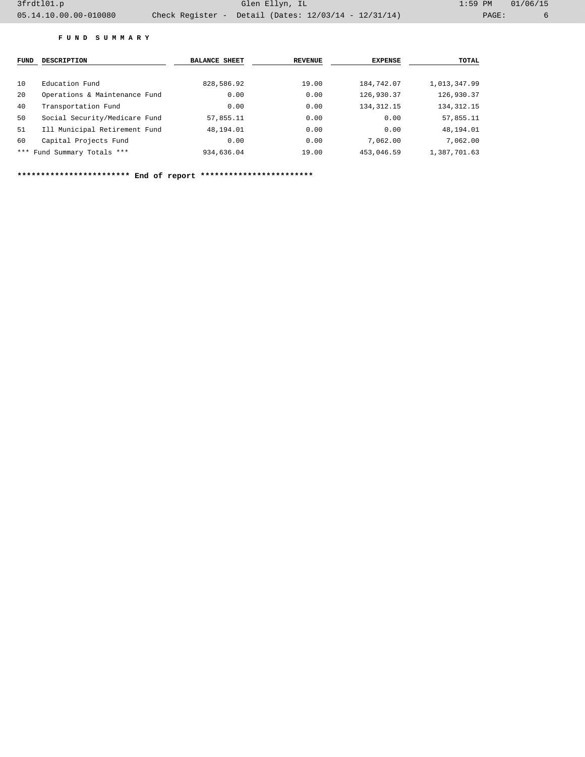**F U N D   S U M M A R Y**

| FUND | DESCRIPTION | BALANCE SHEET | REVENUE | EXPENSE | TOTAL |
|---|---|---|---|---|---|
| 10 | Education Fund | 828,586.92 | 19.00 | 184,742.07 | 1,013,347.99 |
| 20 | Operations & Maintenance Fund | 0.00 | 0.00 | 126,930.37 | 126,930.37 |
| 40 | Transportation Fund | 0.00 | 0.00 | 134,312.15 | 134,312.15 |
| 50 | Social Security/Medicare Fund | 57,855.11 | 0.00 | 0.00 | 57,855.11 |
| 51 | Ill Municipal Retirement Fund | 48,194.01 | 0.00 | 0.00 | 48,194.01 |
| 60 | Capital Projects Fund | 0.00 | 0.00 | 7,062.00 | 7,062.00 |
| *** Fund Summary Totals *** | | 934,636.04 | 19.00 | 453,046.59 | 1,387,701.63 |

************************ **End of report** ************************